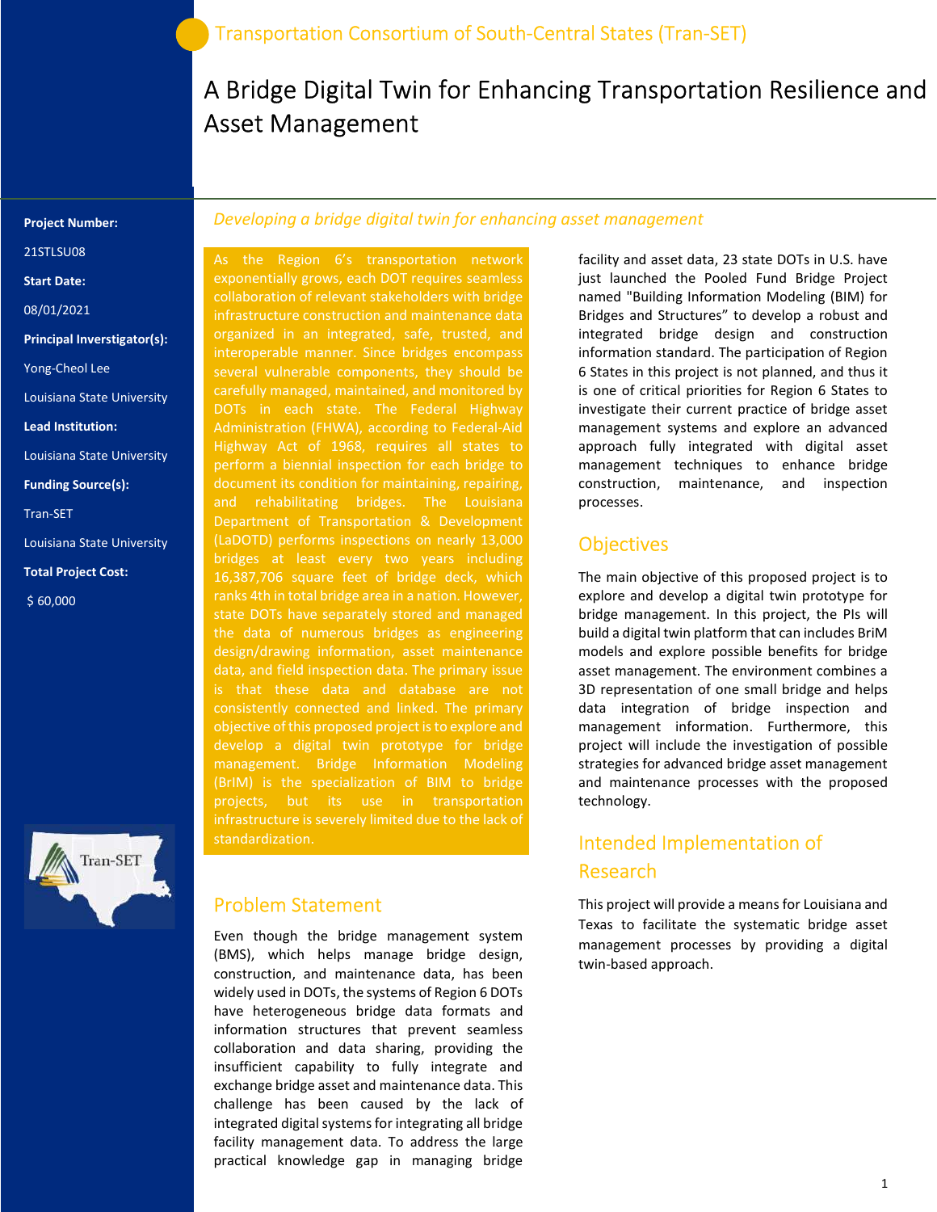Transportation Consortium of South-Central States (Tran-SET)

# A Bridge Digital Twin for Enhancing Transportation Resilience and Asset Management

**Project Number:**

21STLSU08

**Start Date:**

08/01/2021

**Principal Inverstigator(s):**

Yong-Cheol Lee

Louisiana State University

**Lead Institution:**

Louisiana State University

**Funding Source(s):**

Tran-SET

Louisiana State University

**Total Project Cost:**

$ 60,000

*Developing a bridge digital twin for enhancing asset management*

As the Region 6's transportation network exponentially grows, each DOT requires seamless collaboration of relevant stakeholders with bridge infrastructure construction and maintenance data organized in an integrated, safe, trusted, and interoperable manner. Since bridges encompass several vulnerable components, they should be carefully managed, maintained, and monitored by DOTs in each state. The Federal Highway Administration (FHWA), according to Federal-Aid Highway Act of 1968, requires all states to perform a biennial inspection for each bridge to document its condition for maintaining, repairing, and rehabilitating bridges. The Louisiana Department of Transportation & Development (LaDOTD) performs inspections on nearly 13,000 bridges at least every two years including 16,387,706 square feet of bridge deck, which ranks 4th in total bridge area in a nation. However, state DOTs have separately stored and managed the data of numerous bridges as engineering design/drawing information, asset maintenance data, and field inspection data. The primary issue is that these data and database are not consistently connected and linked. The primary objective of this proposed project is to explore and develop a digital twin prototype for bridge management. Bridge Information Modeling (BrIM) is the specialization of BIM to bridge projects, but its use in transportation infrastructure is severely limited due to the lack of standardization.

## Problem Statement

Even though the bridge management system (BMS), which helps manage bridge design, construction, and maintenance data, has been widely used in DOTs, the systems of Region 6 DOTs have heterogeneous bridge data formats and information structures that prevent seamless collaboration and data sharing, providing the insufficient capability to fully integrate and exchange bridge asset and maintenance data. This challenge has been caused by the lack of integrated digital systems for integrating all bridge facility management data. To address the large practical knowledge gap in managing bridge facility and asset data, 23 state DOTs in U.S. have just launched the Pooled Fund Bridge Project named "Building Information Modeling (BIM) for Bridges and Structures" to develop a robust and integrated bridge design and construction information standard. The participation of Region 6 States in this project is not planned, and thus it is one of critical priorities for Region 6 States to investigate their current practice of bridge asset management systems and explore an advanced approach fully integrated with digital asset management techniques to enhance bridge construction, maintenance, and inspection processes.

## Objectives

The main objective of this proposed project is to explore and develop a digital twin prototype for bridge management. In this project, the PIs will build a digital twin platform that can includes BriM models and explore possible benefits for bridge asset management. The environment combines a 3D representation of one small bridge and helps data integration of bridge inspection and management information. Furthermore, this project will include the investigation of possible strategies for advanced bridge asset management and maintenance processes with the proposed technology.

## Intended Implementation of Research

This project will provide a means for Louisiana and Texas to facilitate the systematic bridge asset management processes by providing a digital twin-based approach.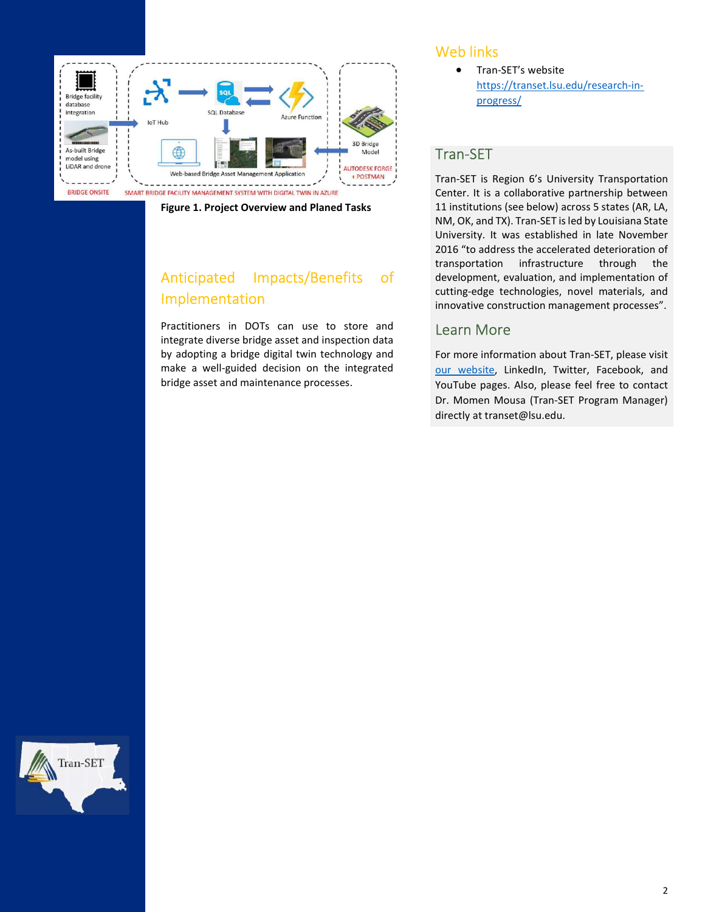Bridge facility database Integration

As-built Bridge model using LiDAR and drone

BRIDGE ONSITE

IoT Hub

SQL Database

Azure Function

Web-based Bridge Asset Management Application

SMART BRIDGE FACILITY MANAGEMENT SYSTEM WITH DIGITAL TWIN IN AZURE

3D Bridge Model

AUTODESK FORGE + POSTMAN

**Figure 1. Project Overview and Planed Tasks**

## Anticipated Impacts/Benefits of Implementation

Practitioners in DOTs can use to store and integrate diverse bridge asset and inspection data by adopting a bridge digital twin technology and make a well-guided decision on the integrated bridge asset and maintenance processes.

## Web links

- Tran-SET's website
  https://transet.lsu.edu/research-in-progress/

## Tran-SET

Tran-SET is Region 6's University Transportation Center. It is a collaborative partnership between 11 institutions (see below) across 5 states (AR, LA, NM, OK, and TX). Tran-SET is led by Louisiana State University. It was established in late November 2016 "to address the accelerated deterioration of transportation infrastructure through the development, evaluation, and implementation of cutting-edge technologies, novel materials, and innovative construction management processes".

## Learn More

For more information about Tran-SET, please visit our website, LinkedIn, Twitter, Facebook, and YouTube pages. Also, please feel free to contact Dr. Momen Mousa (Tran-SET Program Manager) directly at transet@lsu.edu.

Tran-SET